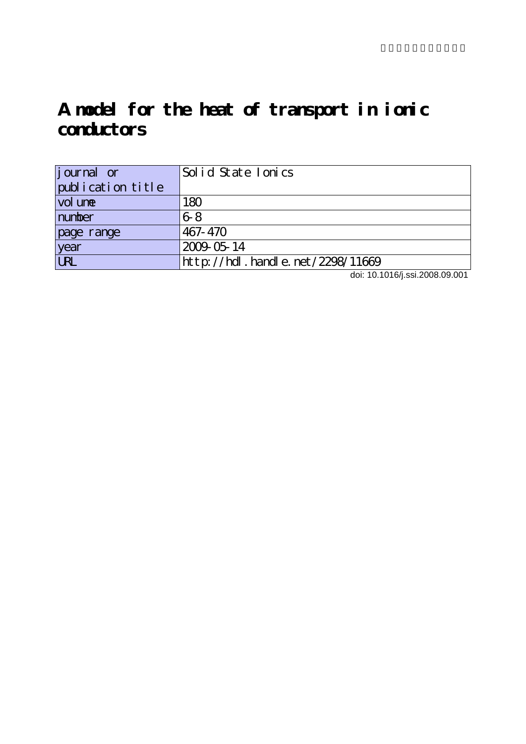# A model for the heat of transport in ionic conductors

| journal or publication title | Solid State Ionics |
| --- | --- |
| volume | 180 |
| number | 6-8 |
| page range | 467-470 |
| year | 2009-05-14 |
| URL | http://hdl.handle.net/2298/11669 |

doi: 10.1016/j.ssi.2008.09.001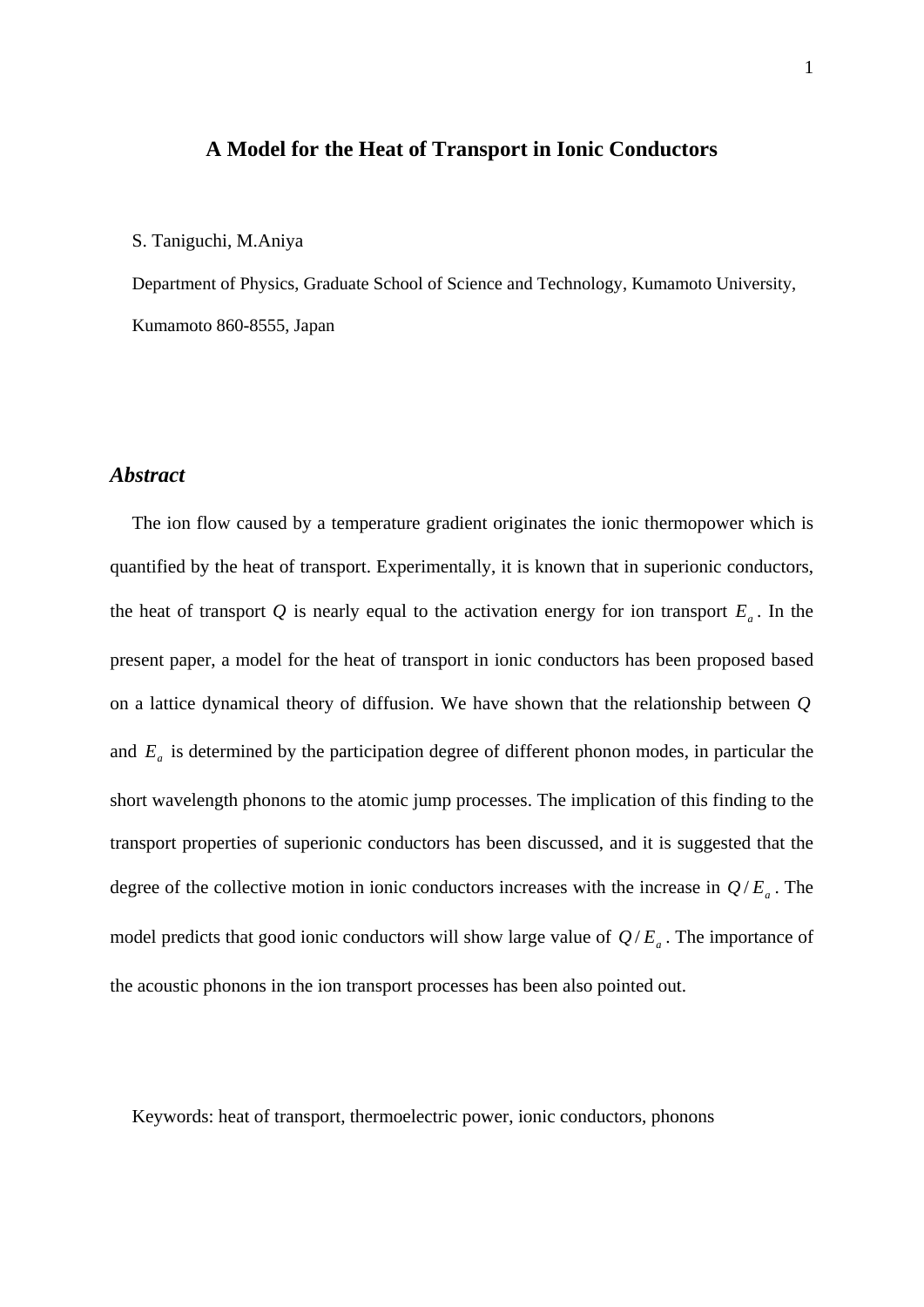# A Model for the Heat of Transport in Ionic Conductors

S. Taniguchi, M.Aniya

Department of Physics, Graduate School of Science and Technology, Kumamoto University, Kumamoto 860-8555, Japan

## *Abstract*

The ion flow caused by a temperature gradient originates the ionic thermopower which is quantified by the heat of transport. Experimentally, it is known that in superionic conductors, the heat of transport $Q$ is nearly equal to the activation energy for ion transport $E_a$. In the present paper, a model for the heat of transport in ionic conductors has been proposed based on a lattice dynamical theory of diffusion. We have shown that the relationship between $Q$ and $E_a$ is determined by the participation degree of different phonon modes, in particular the short wavelength phonons to the atomic jump processes. The implication of this finding to the transport properties of superionic conductors has been discussed, and it is suggested that the degree of the collective motion in ionic conductors increases with the increase in $Q/E_a$. The model predicts that good ionic conductors will show large value of $Q/E_a$. The importance of the acoustic phonons in the ion transport processes has been also pointed out.

Keywords: heat of transport, thermoelectric power, ionic conductors, phonons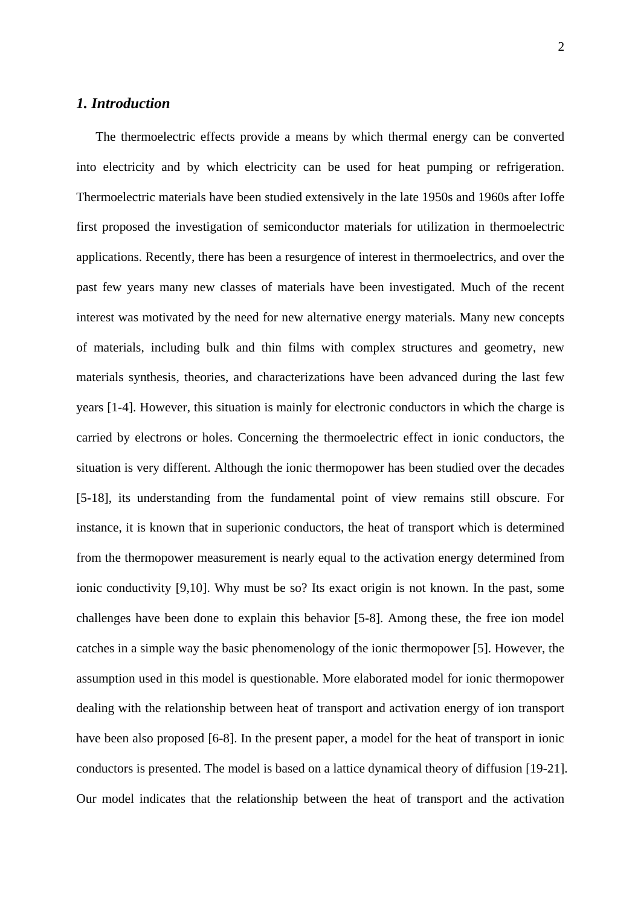## *1. Introduction*

The thermoelectric effects provide a means by which thermal energy can be converted into electricity and by which electricity can be used for heat pumping or refrigeration. Thermoelectric materials have been studied extensively in the late 1950s and 1960s after Ioffe first proposed the investigation of semiconductor materials for utilization in thermoelectric applications. Recently, there has been a resurgence of interest in thermoelectrics, and over the past few years many new classes of materials have been investigated. Much of the recent interest was motivated by the need for new alternative energy materials. Many new concepts of materials, including bulk and thin films with complex structures and geometry, new materials synthesis, theories, and characterizations have been advanced during the last few years [1-4]. However, this situation is mainly for electronic conductors in which the charge is carried by electrons or holes. Concerning the thermoelectric effect in ionic conductors, the situation is very different. Although the ionic thermopower has been studied over the decades [5-18], its understanding from the fundamental point of view remains still obscure. For instance, it is known that in superionic conductors, the heat of transport which is determined from the thermopower measurement is nearly equal to the activation energy determined from ionic conductivity [9,10]. Why must be so? Its exact origin is not known. In the past, some challenges have been done to explain this behavior [5-8]. Among these, the free ion model catches in a simple way the basic phenomenology of the ionic thermopower [5]. However, the assumption used in this model is questionable. More elaborated model for ionic thermopower dealing with the relationship between heat of transport and activation energy of ion transport have been also proposed [6-8]. In the present paper, a model for the heat of transport in ionic conductors is presented. The model is based on a lattice dynamical theory of diffusion [19-21]. Our model indicates that the relationship between the heat of transport and the activation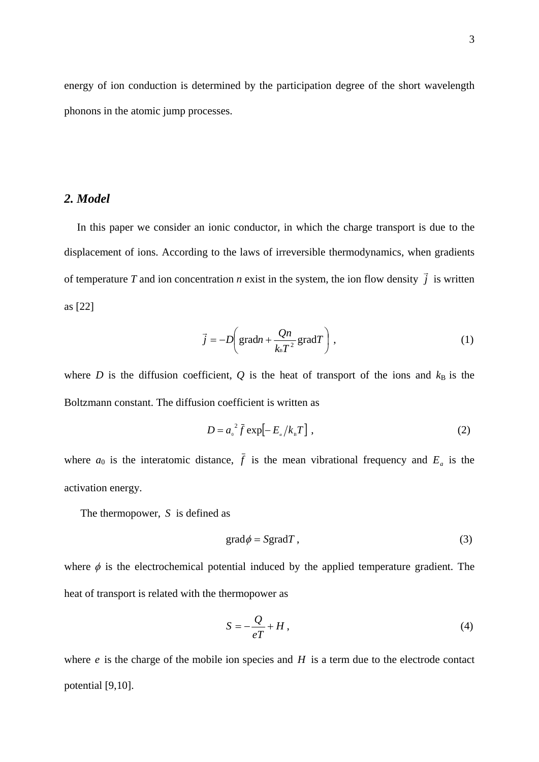energy of ion conduction is determined by the participation degree of the short wavelength phonons in the atomic jump processes.

## *2. Model*

In this paper we consider an ionic conductor, in which the charge transport is due to the displacement of ions. According to the laws of irreversible thermodynamics, when gradients of temperature $T$ and ion concentration $n$ exist in the system, the ion flow density $\vec{j}$ is written as [22]

$$\vec{j} = -D\left(\mathrm{grad}n + \frac{Qn}{k_\mathrm{B}T^2}\mathrm{grad}T\right), \tag{1}$$

where $D$ is the diffusion coefficient, $Q$ is the heat of transport of the ions and $k_\mathrm{B}$ is the Boltzmann constant. The diffusion coefficient is written as

$$D = a_0{}^2 \bar{f} \exp\left[-E_a/k_\mathrm{B}T\right], \tag{2}$$

where $a_0$ is the interatomic distance, $\bar{f}$ is the mean vibrational frequency and $E_a$ is the activation energy.

The thermopower, $S$ is defined as

$$\mathrm{grad}\phi = S\mathrm{grad}T, \tag{3}$$

where $\phi$ is the electrochemical potential induced by the applied temperature gradient. The heat of transport is related with the thermopower as

$$S = -\frac{Q}{eT} + H, \tag{4}$$

where $e$ is the charge of the mobile ion species and $H$ is a term due to the electrode contact potential [9,10].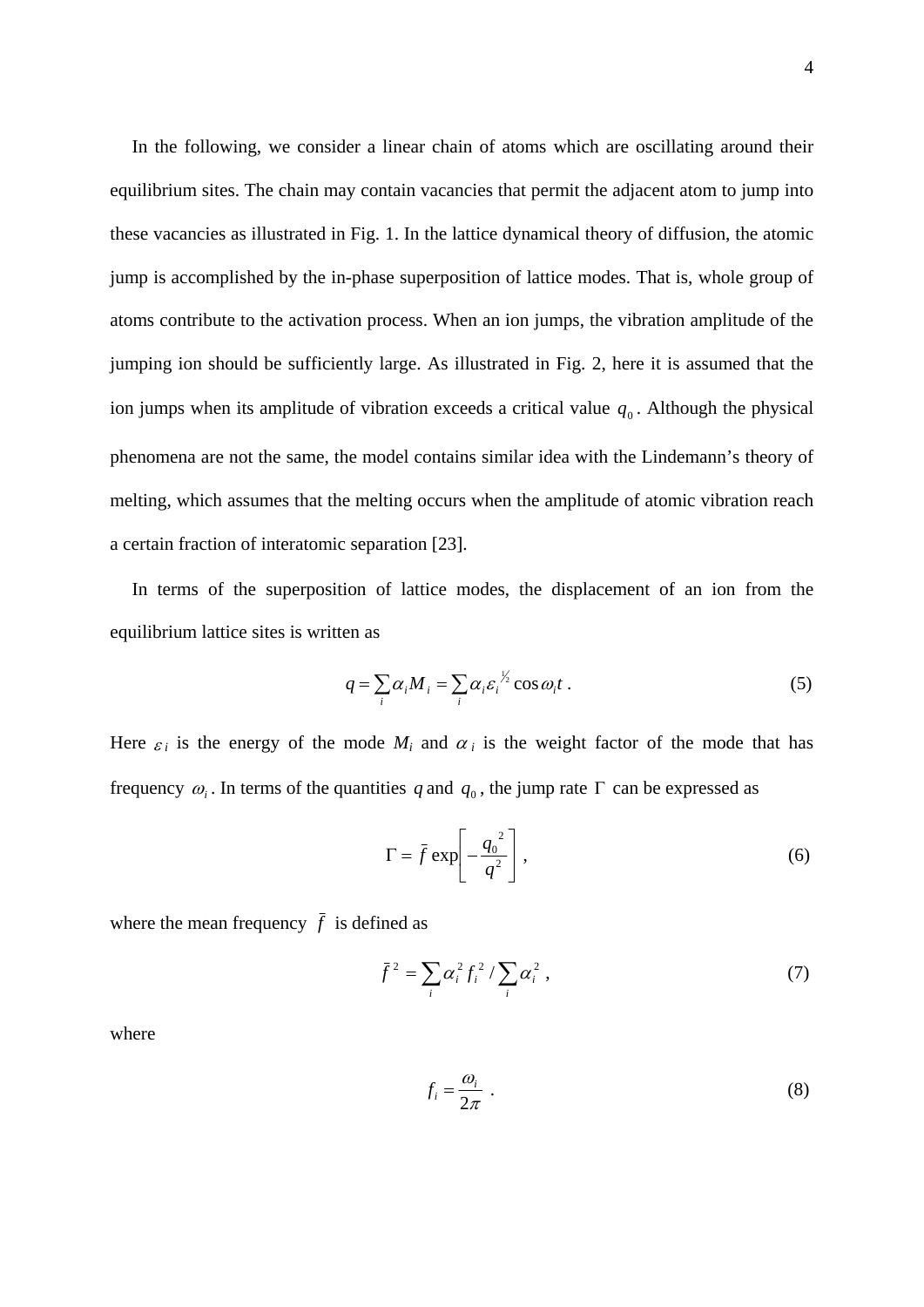In the following, we consider a linear chain of atoms which are oscillating around their equilibrium sites. The chain may contain vacancies that permit the adjacent atom to jump into these vacancies as illustrated in Fig. 1. In the lattice dynamical theory of diffusion, the atomic jump is accomplished by the in-phase superposition of lattice modes. That is, whole group of atoms contribute to the activation process. When an ion jumps, the vibration amplitude of the jumping ion should be sufficiently large. As illustrated in Fig. 2, here it is assumed that the ion jumps when its amplitude of vibration exceeds a critical value $q_0$. Although the physical phenomena are not the same, the model contains similar idea with the Lindemann's theory of melting, which assumes that the melting occurs when the amplitude of atomic vibration reach a certain fraction of interatomic separation [23].

In terms of the superposition of lattice modes, the displacement of an ion from the equilibrium lattice sites is written as

$$q = \sum_i \alpha_i M_i = \sum_i \alpha_i \varepsilon_i^{1/2} \cos \omega_i t \ . \tag{5}$$

Here $\varepsilon_i$ is the energy of the mode $M_i$ and $\alpha_i$ is the weight factor of the mode that has frequency $\omega_i$. In terms of the quantities $q$ and $q_0$, the jump rate $\Gamma$ can be expressed as

$$\Gamma = \bar{f} \exp\left[ -\frac{q_0^{\ 2}}{q^2} \right] , \tag{6}$$

where the mean frequency $\bar{f}$ is defined as

$$\bar{f}^{\,2} = \sum_i \alpha_i^2 f_i^2 \Big/ \sum_i \alpha_i^2 \ , \tag{7}$$

where

$$f_i = \frac{\omega_i}{2\pi} \ . \tag{8}$$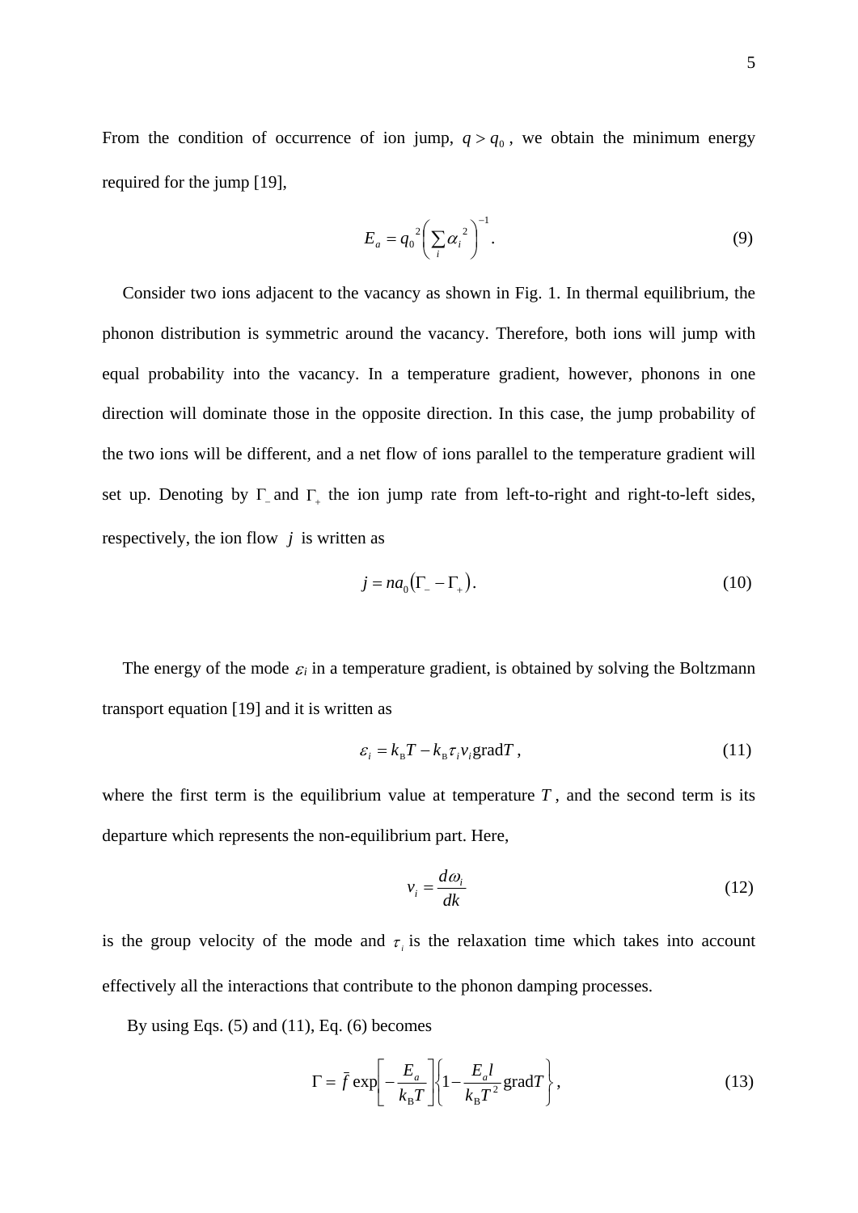From the condition of occurrence of ion jump, $q > q_0$, we obtain the minimum energy required for the jump [19],

$$E_a = q_0{}^2 \left( \sum_i \alpha_i{}^2 \right)^{-1}. \tag{9}$$

Consider two ions adjacent to the vacancy as shown in Fig. 1. In thermal equilibrium, the phonon distribution is symmetric around the vacancy. Therefore, both ions will jump with equal probability into the vacancy. In a temperature gradient, however, phonons in one direction will dominate those in the opposite direction. In this case, the jump probability of the two ions will be different, and a net flow of ions parallel to the temperature gradient will set up. Denoting by $\Gamma_-$ and $\Gamma_+$ the ion jump rate from left-to-right and right-to-left sides, respectively, the ion flow $j$ is written as

$$j = na_0 \left( \Gamma_- - \Gamma_+ \right). \tag{10}$$

The energy of the mode $\varepsilon_i$ in a temperature gradient, is obtained by solving the Boltzmann transport equation [19] and it is written as

$$\varepsilon_i = k_{\mathrm{B}} T - k_{\mathrm{B}} \tau_i v_i \mathrm{grad} T, \tag{11}$$

where the first term is the equilibrium value at temperature $T$, and the second term is its departure which represents the non-equilibrium part. Here,

$$v_i = \frac{d\omega_i}{dk} \tag{12}$$

is the group velocity of the mode and $\tau_i$ is the relaxation time which takes into account effectively all the interactions that contribute to the phonon damping processes.

By using Eqs. (5) and (11), Eq. (6) becomes

$$\Gamma = \bar{f} \exp\left[ -\frac{E_a}{k_{\mathrm{B}} T} \right] \left\{ 1 - \frac{E_a l}{k_{\mathrm{B}} T^2} \mathrm{grad} T \right\}, \tag{13}$$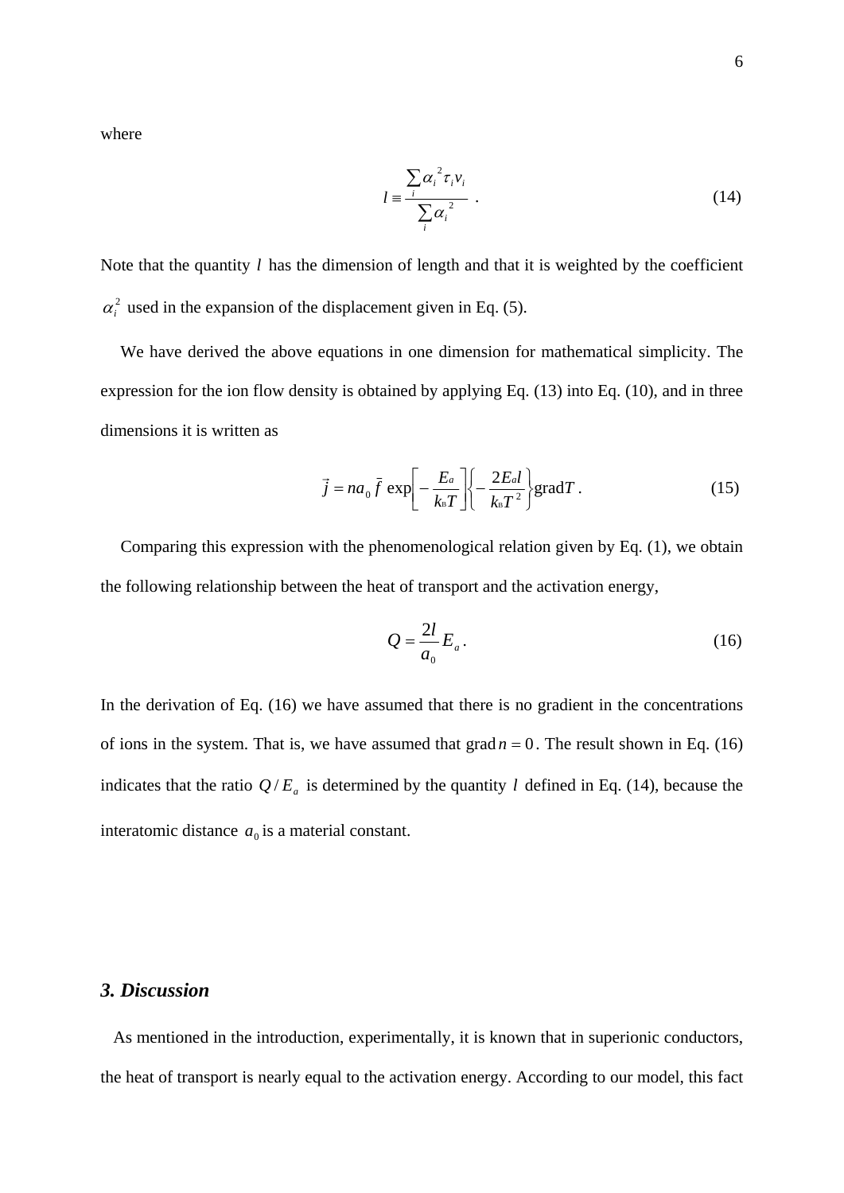where

$$l \equiv \frac{\sum_i \alpha_i^{\,2} \tau_i v_i}{\sum_i \alpha_i^{\,2}} \ . \tag{14}$$

Note that the quantity $l$ has the dimension of length and that it is weighted by the coefficient $\alpha_i^2$ used in the expansion of the displacement given in Eq. (5).

We have derived the above equations in one dimension for mathematical simplicity. The expression for the ion flow density is obtained by applying Eq. (13) into Eq. (10), and in three dimensions it is written as

$$\vec{j} = n a_0 \bar{f} \exp\left[-\frac{E_a}{k_B T}\right]\left\{-\frac{2E_a l}{k_B T^2}\right\}\mathrm{grad}T \ . \tag{15}$$

Comparing this expression with the phenomenological relation given by Eq. (1), we obtain the following relationship between the heat of transport and the activation energy,

$$Q = \frac{2l}{a_0} E_a \, . \tag{16}$$

In the derivation of Eq. (16) we have assumed that there is no gradient in the concentrations of ions in the system. That is, we have assumed that $\mathrm{grad}\, n = 0$. The result shown in Eq. (16) indicates that the ratio $Q / E_a$ is determined by the quantity $l$ defined in Eq. (14), because the interatomic distance $a_0$ is a material constant.

### *3. Discussion*

As mentioned in the introduction, experimentally, it is known that in superionic conductors, the heat of transport is nearly equal to the activation energy. According to our model, this fact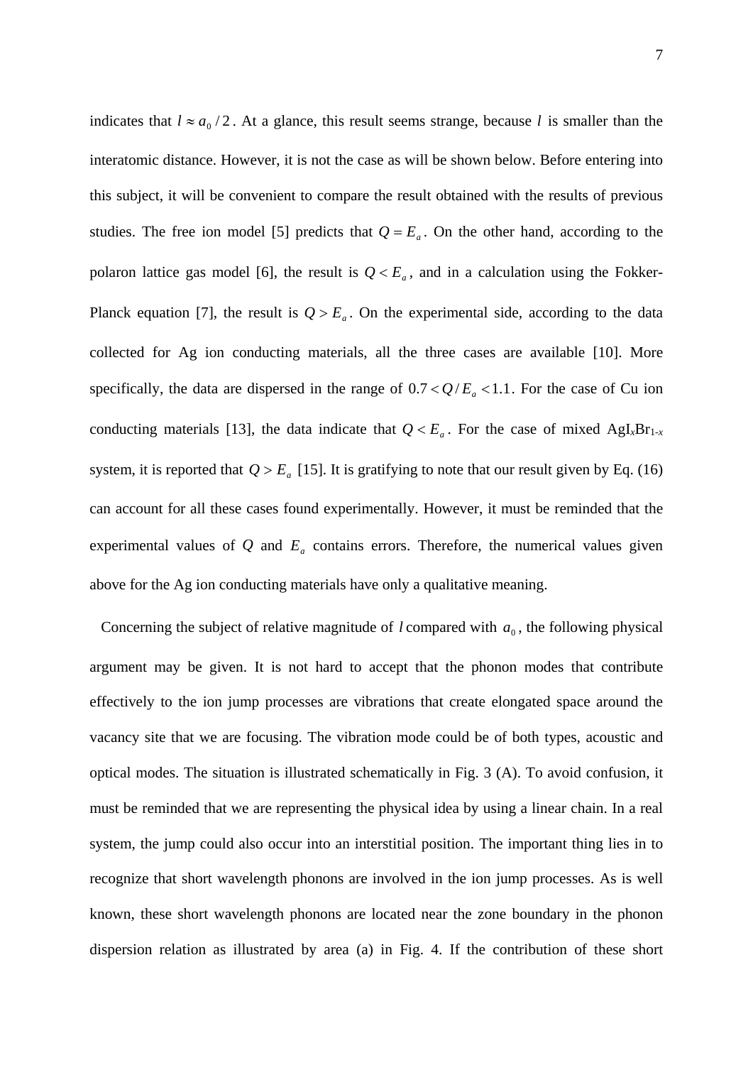indicates that $l \approx a_0 / 2$. At a glance, this result seems strange, because $l$ is smaller than the interatomic distance. However, it is not the case as will be shown below. Before entering into this subject, it will be convenient to compare the result obtained with the results of previous studies. The free ion model [5] predicts that $Q = E_a$. On the other hand, according to the polaron lattice gas model [6], the result is $Q < E_a$, and in a calculation using the Fokker-Planck equation [7], the result is $Q > E_a$. On the experimental side, according to the data collected for Ag ion conducting materials, all the three cases are available [10]. More specifically, the data are dispersed in the range of $0.7 < Q / E_a < 1.1$. For the case of Cu ion conducting materials [13], the data indicate that $Q < E_a$. For the case of mixed $AgI_xBr_{1-x}$ system, it is reported that $Q > E_a$ [15]. It is gratifying to note that our result given by Eq. (16) can account for all these cases found experimentally. However, it must be reminded that the experimental values of $Q$ and $E_a$ contains errors. Therefore, the numerical values given above for the Ag ion conducting materials have only a qualitative meaning.

Concerning the subject of relative magnitude of $l$ compared with $a_0$, the following physical argument may be given. It is not hard to accept that the phonon modes that contribute effectively to the ion jump processes are vibrations that create elongated space around the vacancy site that we are focusing. The vibration mode could be of both types, acoustic and optical modes. The situation is illustrated schematically in Fig. 3 (A). To avoid confusion, it must be reminded that we are representing the physical idea by using a linear chain. In a real system, the jump could also occur into an interstitial position. The important thing lies in to recognize that short wavelength phonons are involved in the ion jump processes. As is well known, these short wavelength phonons are located near the zone boundary in the phonon dispersion relation as illustrated by area (a) in Fig. 4. If the contribution of these short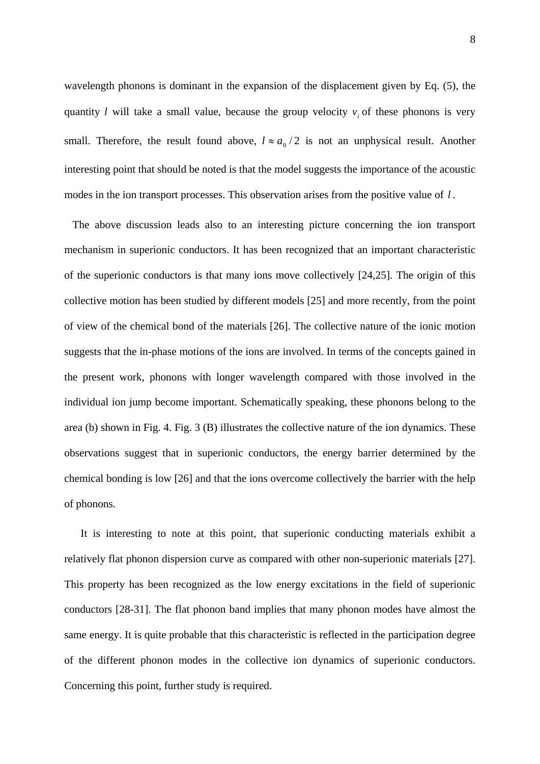wavelength phonons is dominant in the expansion of the displacement given by Eq. (5), the quantity $l$ will take a small value, because the group velocity $v_i$ of these phonons is very small. Therefore, the result found above, $l \approx a_0 / 2$ is not an unphysical result. Another interesting point that should be noted is that the model suggests the importance of the acoustic modes in the ion transport processes. This observation arises from the positive value of $l$.

The above discussion leads also to an interesting picture concerning the ion transport mechanism in superionic conductors. It has been recognized that an important characteristic of the superionic conductors is that many ions move collectively [24,25]. The origin of this collective motion has been studied by different models [25] and more recently, from the point of view of the chemical bond of the materials [26]. The collective nature of the ionic motion suggests that the in-phase motions of the ions are involved. In terms of the concepts gained in the present work, phonons with longer wavelength compared with those involved in the individual ion jump become important. Schematically speaking, these phonons belong to the area (b) shown in Fig. 4. Fig. 3 (B) illustrates the collective nature of the ion dynamics. These observations suggest that in superionic conductors, the energy barrier determined by the chemical bonding is low [26] and that the ions overcome collectively the barrier with the help of phonons.

It is interesting to note at this point, that superionic conducting materials exhibit a relatively flat phonon dispersion curve as compared with other non-superionic materials [27]. This property has been recognized as the low energy excitations in the field of superionic conductors [28-31]. The flat phonon band implies that many phonon modes have almost the same energy. It is quite probable that this characteristic is reflected in the participation degree of the different phonon modes in the collective ion dynamics of superionic conductors. Concerning this point, further study is required.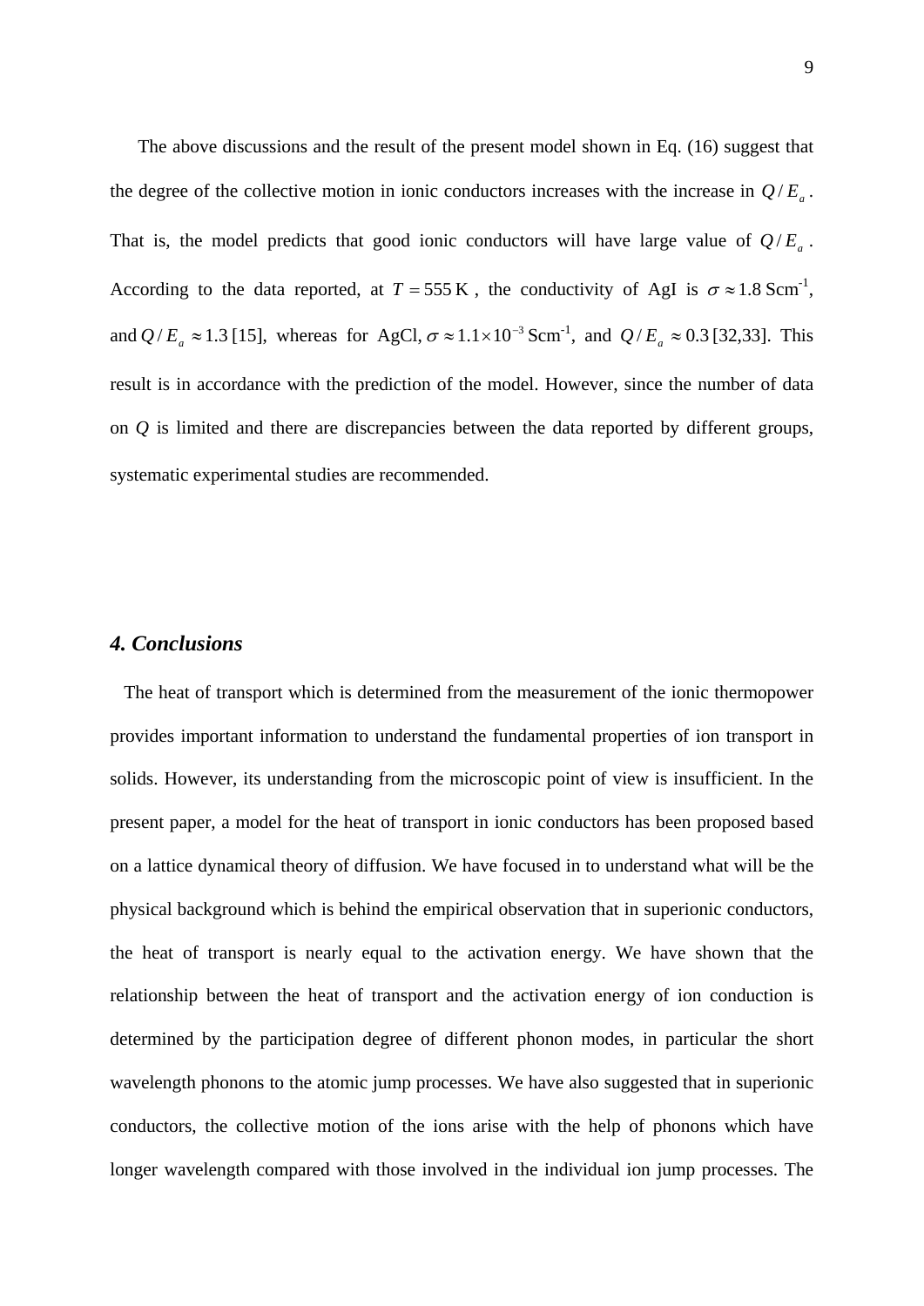The above discussions and the result of the present model shown in Eq. (16) suggest that the degree of the collective motion in ionic conductors increases with the increase in $Q / E_a$. That is, the model predicts that good ionic conductors will have large value of $Q / E_a$. According to the data reported, at $T = 555\,\text{K}$, the conductivity of AgI is $\sigma \approx 1.8\,\text{Scm}^{-1}$, and $Q / E_a \approx 1.3$ [15], whereas for AgCl, $\sigma \approx 1.1 \times 10^{-3}\,\text{Scm}^{-1}$, and $Q / E_a \approx 0.3$ [32,33]. This result is in accordance with the prediction of the model. However, since the number of data on $Q$ is limited and there are discrepancies between the data reported by different groups, systematic experimental studies are recommended.

### *4. Conclusions*

The heat of transport which is determined from the measurement of the ionic thermopower provides important information to understand the fundamental properties of ion transport in solids. However, its understanding from the microscopic point of view is insufficient. In the present paper, a model for the heat of transport in ionic conductors has been proposed based on a lattice dynamical theory of diffusion. We have focused in to understand what will be the physical background which is behind the empirical observation that in superionic conductors, the heat of transport is nearly equal to the activation energy. We have shown that the relationship between the heat of transport and the activation energy of ion conduction is determined by the participation degree of different phonon modes, in particular the short wavelength phonons to the atomic jump processes. We have also suggested that in superionic conductors, the collective motion of the ions arise with the help of phonons which have longer wavelength compared with those involved in the individual ion jump processes. The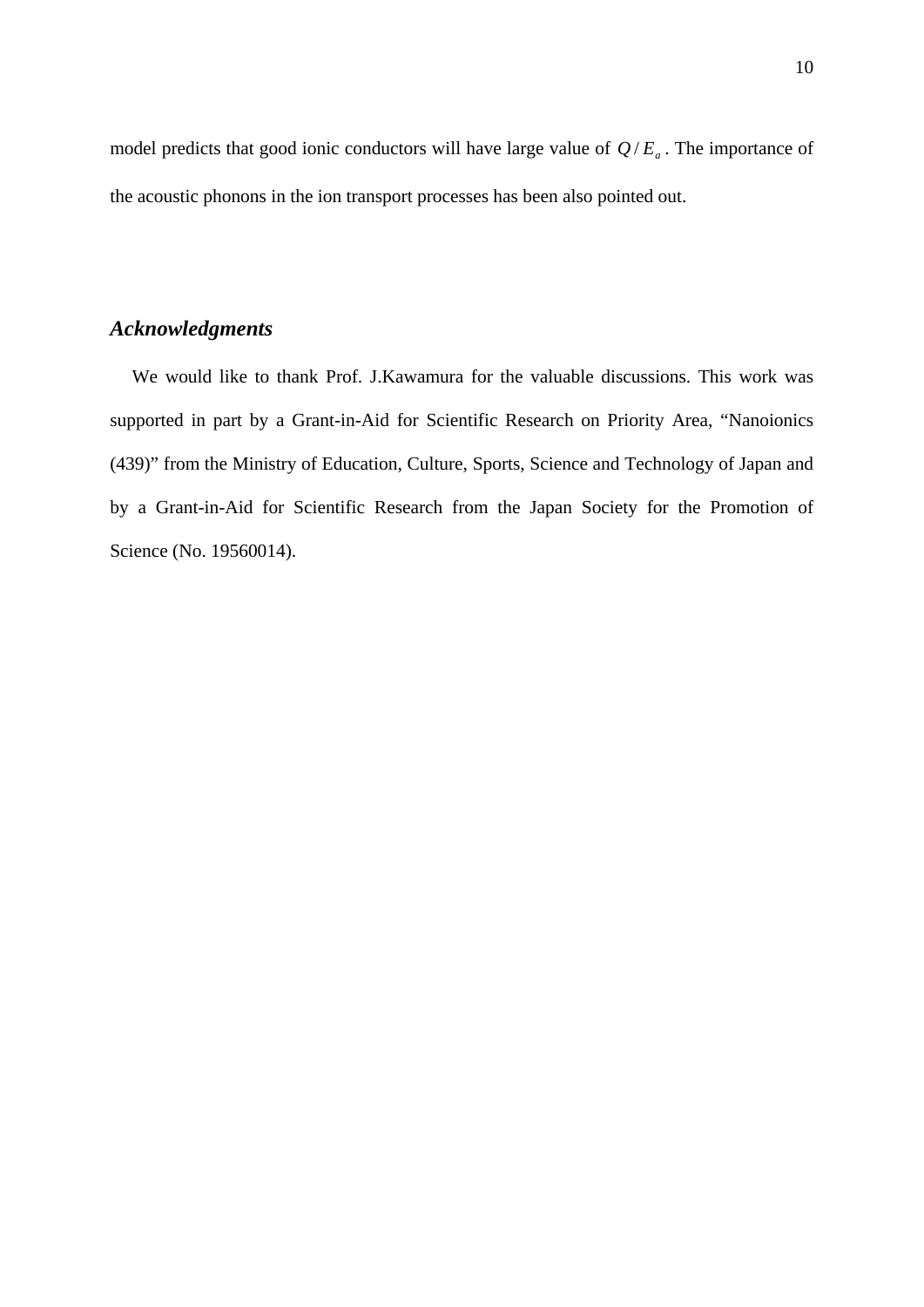model predicts that good ionic conductors will have large value of $Q / E_a$. The importance of the acoustic phonons in the ion transport processes has been also pointed out.

## *Acknowledgments*

We would like to thank Prof. J.Kawamura for the valuable discussions. This work was supported in part by a Grant-in-Aid for Scientific Research on Priority Area, "Nanoionics (439)" from the Ministry of Education, Culture, Sports, Science and Technology of Japan and by a Grant-in-Aid for Scientific Research from the Japan Society for the Promotion of Science (No. 19560014).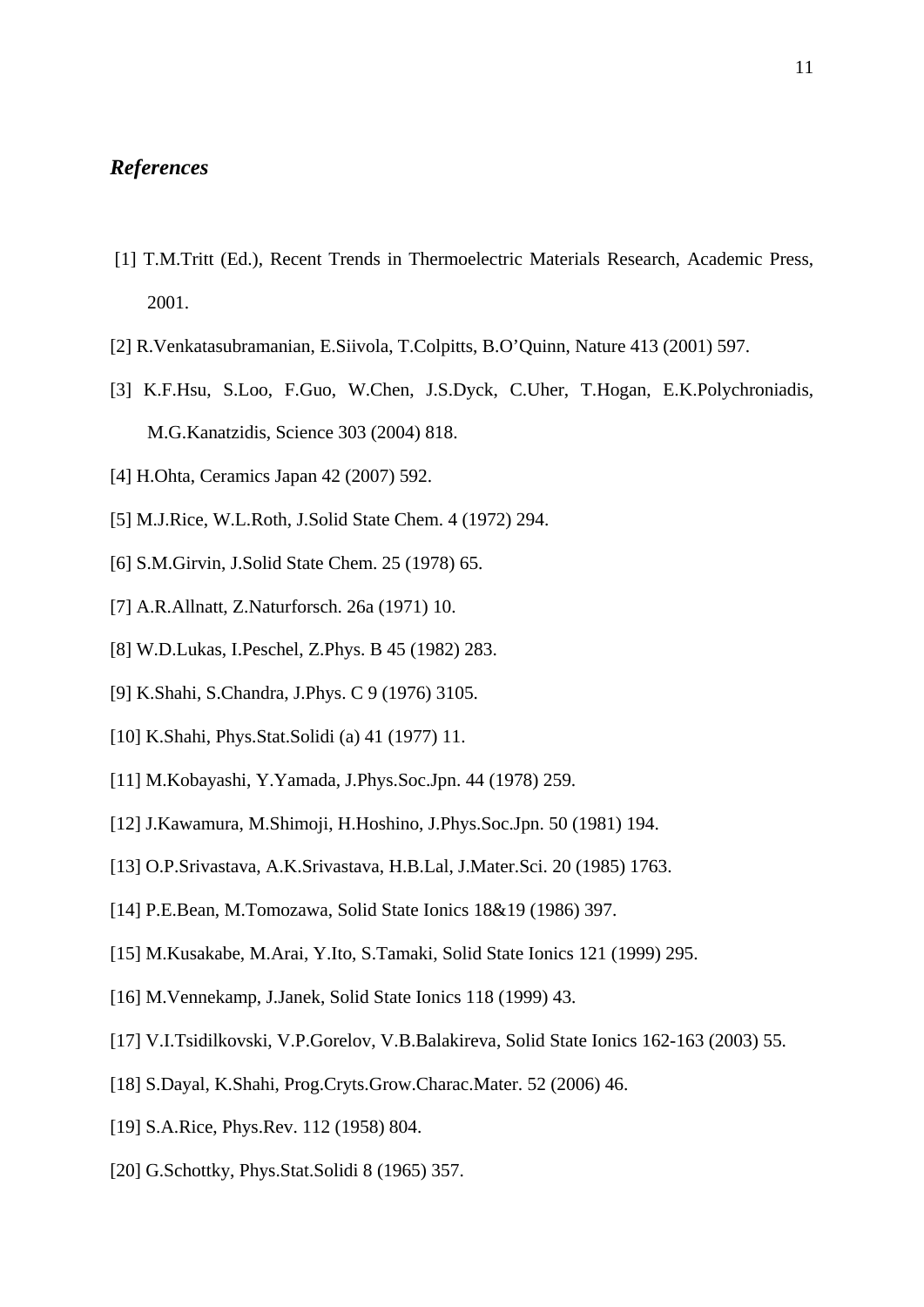## *References*

[1] T.M.Tritt (Ed.), Recent Trends in Thermoelectric Materials Research, Academic Press, 2001.

[2] R.Venkatasubramanian, E.Siivola, T.Colpitts, B.O'Quinn, Nature 413 (2001) 597.

[3] K.F.Hsu, S.Loo, F.Guo, W.Chen, J.S.Dyck, C.Uher, T.Hogan, E.K.Polychroniadis, M.G.Kanatzidis, Science 303 (2004) 818.

[4] H.Ohta, Ceramics Japan 42 (2007) 592.

[5] M.J.Rice, W.L.Roth, J.Solid State Chem. 4 (1972) 294.

[6] S.M.Girvin, J.Solid State Chem. 25 (1978) 65.

[7] A.R.Allnatt, Z.Naturforsch. 26a (1971) 10.

[8] W.D.Lukas, I.Peschel, Z.Phys. B 45 (1982) 283.

[9] K.Shahi, S.Chandra, J.Phys. C 9 (1976) 3105.

[10] K.Shahi, Phys.Stat.Solidi (a) 41 (1977) 11.

[11] M.Kobayashi, Y.Yamada, J.Phys.Soc.Jpn. 44 (1978) 259.

[12] J.Kawamura, M.Shimoji, H.Hoshino, J.Phys.Soc.Jpn. 50 (1981) 194.

[13] O.P.Srivastava, A.K.Srivastava, H.B.Lal, J.Mater.Sci. 20 (1985) 1763.

[14] P.E.Bean, M.Tomozawa, Solid State Ionics 18&19 (1986) 397.

[15] M.Kusakabe, M.Arai, Y.Ito, S.Tamaki, Solid State Ionics 121 (1999) 295.

[16] M.Vennekamp, J.Janek, Solid State Ionics 118 (1999) 43.

[17] V.I.Tsidilkovski, V.P.Gorelov, V.B.Balakireva, Solid State Ionics 162-163 (2003) 55.

[18] S.Dayal, K.Shahi, Prog.Cryts.Grow.Charac.Mater. 52 (2006) 46.

[19] S.A.Rice, Phys.Rev. 112 (1958) 804.

[20] G.Schottky, Phys.Stat.Solidi 8 (1965) 357.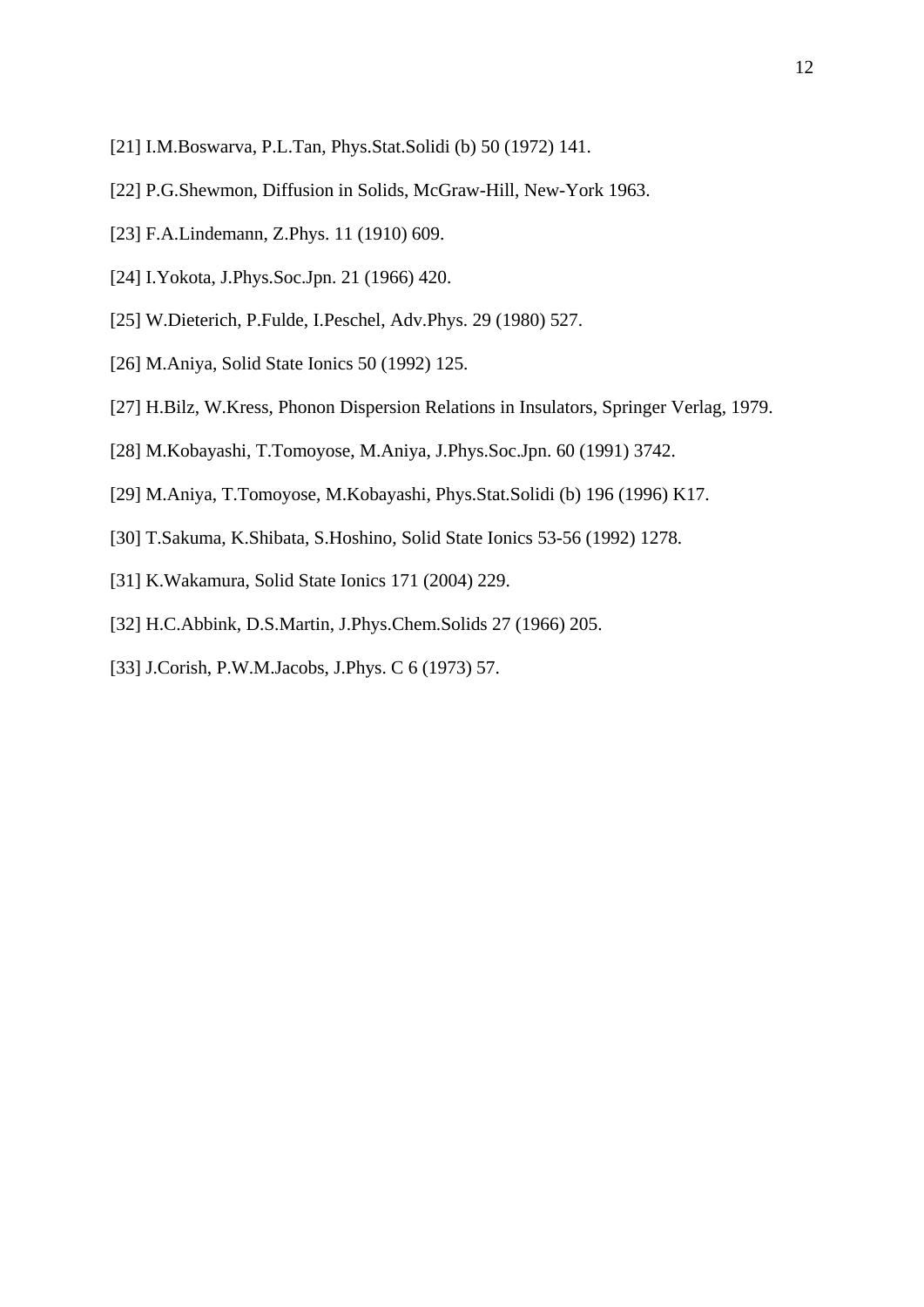[21] I.M.Boswarva, P.L.Tan, Phys.Stat.Solidi (b) 50 (1972) 141.

[22] P.G.Shewmon, Diffusion in Solids, McGraw-Hill, New-York 1963.

[23] F.A.Lindemann, Z.Phys. 11 (1910) 609.

[24] I.Yokota, J.Phys.Soc.Jpn. 21 (1966) 420.

[25] W.Dieterich, P.Fulde, I.Peschel, Adv.Phys. 29 (1980) 527.

[26] M.Aniya, Solid State Ionics 50 (1992) 125.

[27] H.Bilz, W.Kress, Phonon Dispersion Relations in Insulators, Springer Verlag, 1979.

[28] M.Kobayashi, T.Tomoyose, M.Aniya, J.Phys.Soc.Jpn. 60 (1991) 3742.

[29] M.Aniya, T.Tomoyose, M.Kobayashi, Phys.Stat.Solidi (b) 196 (1996) K17.

[30] T.Sakuma, K.Shibata, S.Hoshino, Solid State Ionics 53-56 (1992) 1278.

[31] K.Wakamura, Solid State Ionics 171 (2004) 229.

[32] H.C.Abbink, D.S.Martin, J.Phys.Chem.Solids 27 (1966) 205.

[33] J.Corish, P.W.M.Jacobs, J.Phys. C 6 (1973) 57.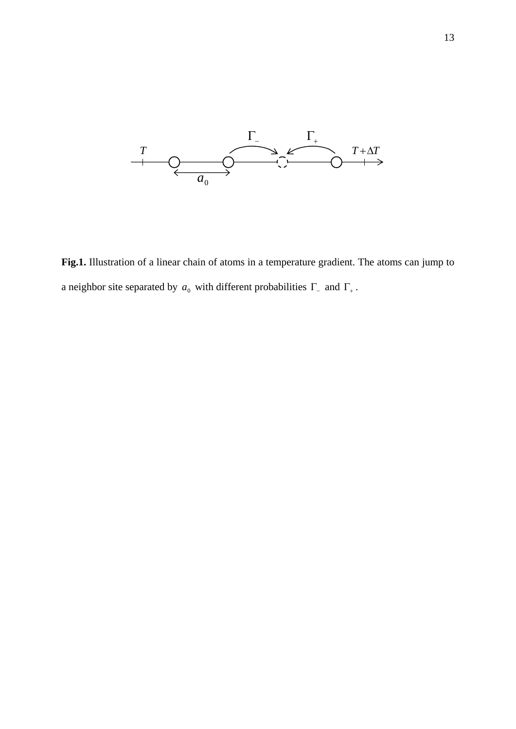**Fig.1.** Illustration of a linear chain of atoms in a temperature gradient. The atoms can jump to a neighbor site separated by $a_0$ with different probabilities $\Gamma_-$ and $\Gamma_+$.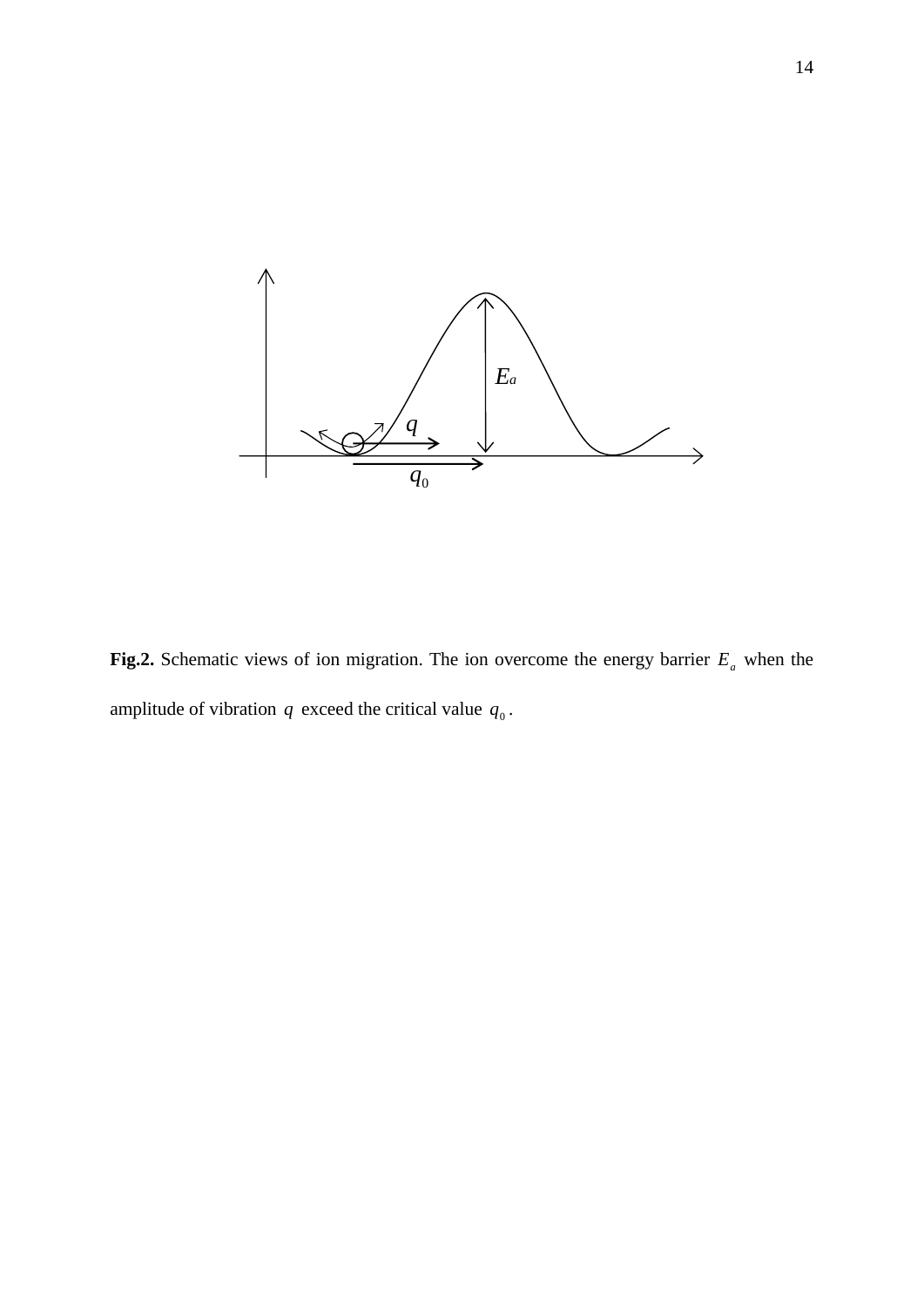**Fig.2.** Schematic views of ion migration. The ion overcome the energy barrier $E_a$ when the amplitude of vibration $q$ exceed the critical value $q_0$.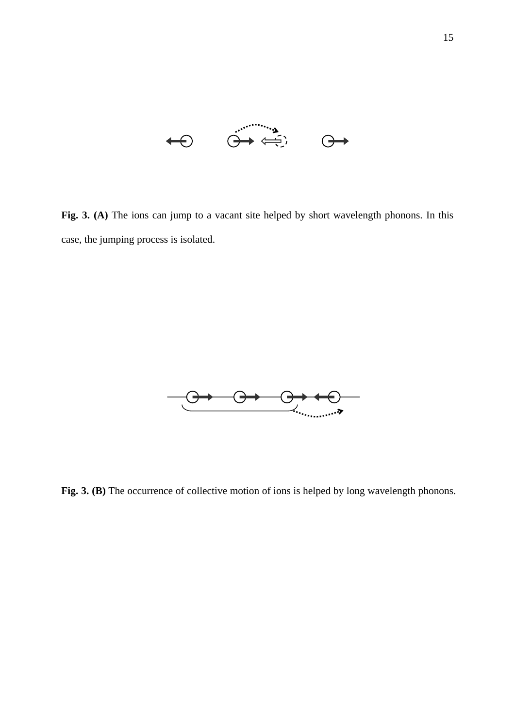**Fig. 3. (A)** The ions can jump to a vacant site helped by short wavelength phonons. In this case, the jumping process is isolated.

**Fig. 3. (B)** The occurrence of collective motion of ions is helped by long wavelength phonons.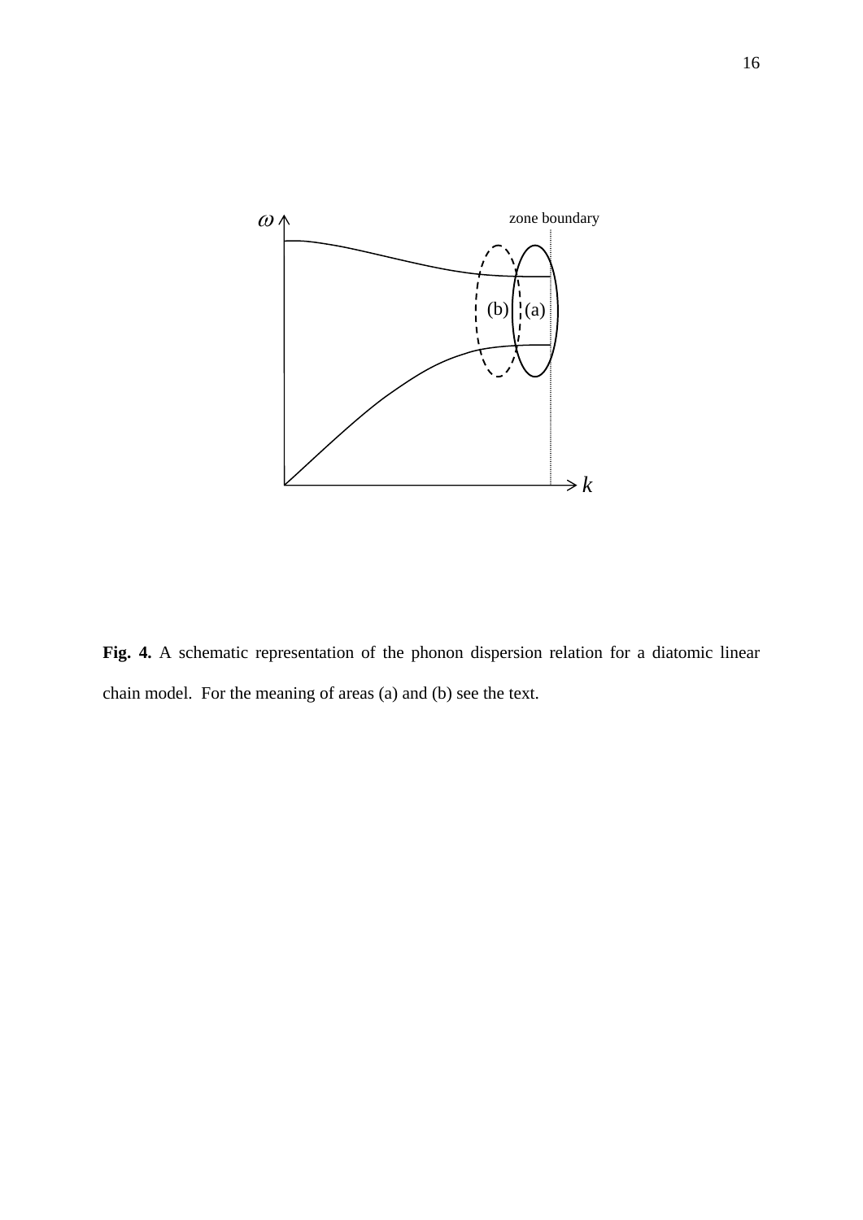$\omega$

zone boundary

(b)

(a)

$k$

**Fig. 4.** A schematic representation of the phonon dispersion relation for a diatomic linear chain model. For the meaning of areas (a) and (b) see the text.